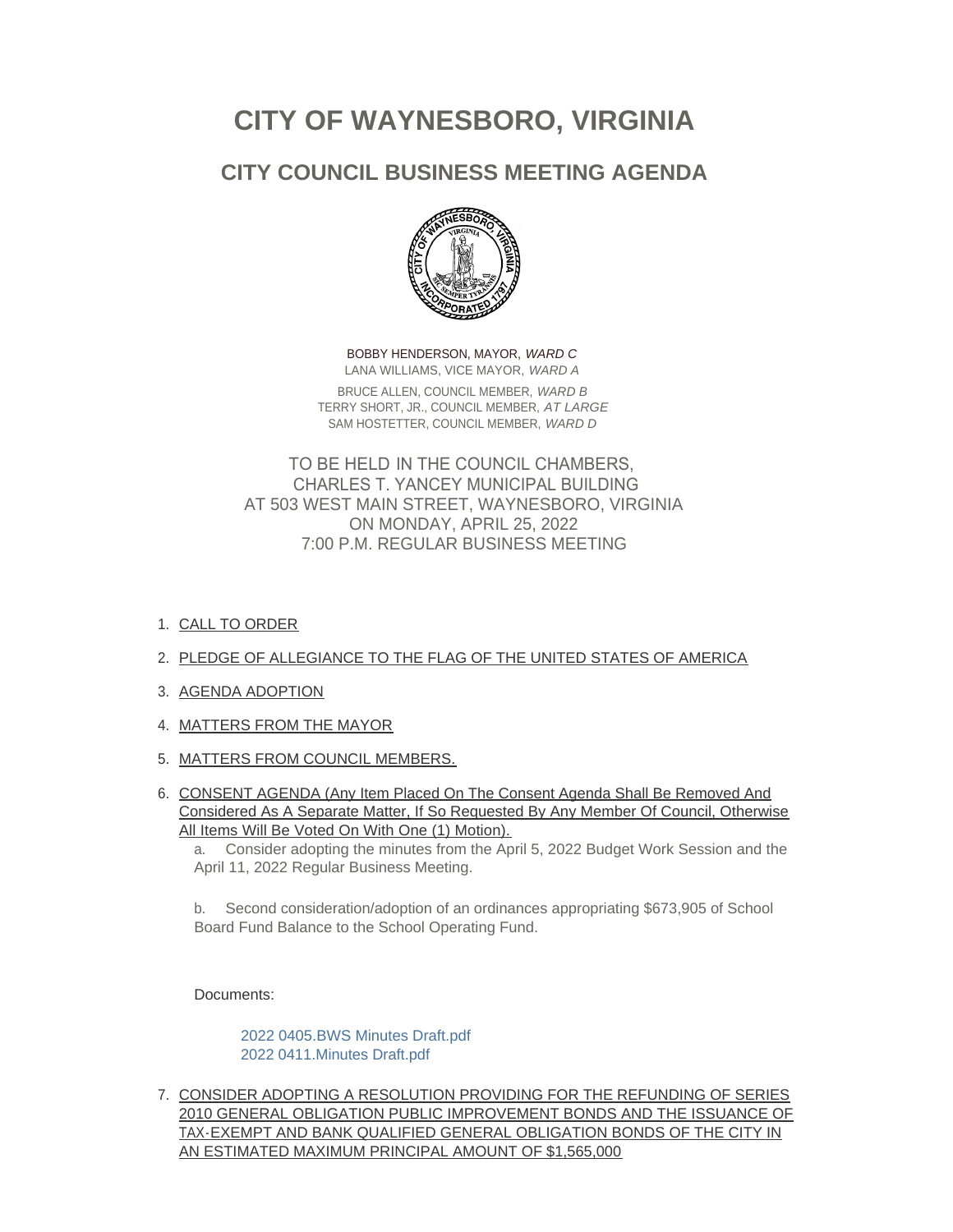# CITY OF WAYNESBORO, VIRGINIA

## CITY COUNCIL BUSINESS MEETING AGENDA

BOBBY HENDERSON, MAYOR, *WARD C*
LANA WILLIAMS, VICE MAYOR, *WARD A*
BRUCE ALLEN, COUNCIL MEMBER, *WARD B*
TERRY SHORT, JR., COUNCIL MEMBER, *AT LARGE*
SAM HOSTETTER, COUNCIL MEMBER, *WARD D*

TO BE HELD IN THE COUNCIL CHAMBERS,
CHARLES T. YANCEY MUNICIPAL BUILDING
AT 503 WEST MAIN STREET, WAYNESBORO, VIRGINIA
ON MONDAY, APRIL 25, 2022
7:00 P.M. REGULAR BUSINESS MEETING

1. CALL TO ORDER
2. PLEDGE OF ALLEGIANCE TO THE FLAG OF THE UNITED STATES OF AMERICA
3. AGENDA ADOPTION
4. MATTERS FROM THE MAYOR
5. MATTERS FROM COUNCIL MEMBERS.
6. CONSENT AGENDA (Any Item Placed On The Consent Agenda Shall Be Removed And Considered As A Separate Matter, If So Requested By Any Member Of Council, Otherwise All Items Will Be Voted On With One (1) Motion).

   a. Consider adopting the minutes from the April 5, 2022 Budget Work Session and the April 11, 2022 Regular Business Meeting.

   b. Second consideration/adoption of an ordinances appropriating $673,905 of School Board Fund Balance to the School Operating Fund.

   Documents:

   2022 0405.BWS Minutes Draft.pdf
   2022 0411.Minutes Draft.pdf

7. CONSIDER ADOPTING A RESOLUTION PROVIDING FOR THE REFUNDING OF SERIES 2010 GENERAL OBLIGATION PUBLIC IMPROVEMENT BONDS AND THE ISSUANCE OF TAX-EXEMPT AND BANK QUALIFIED GENERAL OBLIGATION BONDS OF THE CITY IN AN ESTIMATED MAXIMUM PRINCIPAL AMOUNT OF $1,565,000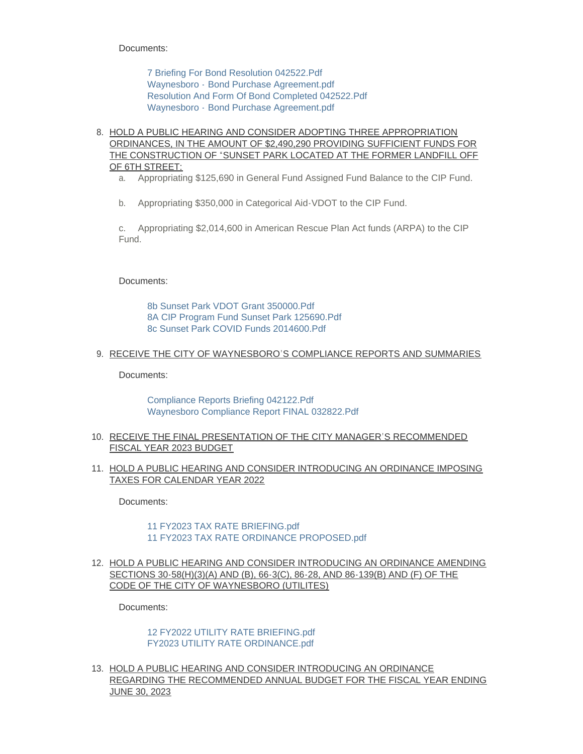Documents:

- 7 Briefing For Bond Resolution 042522.Pdf
- Waynesboro - Bond Purchase Agreement.pdf
- Resolution And Form Of Bond Completed 042522.Pdf
- Waynesboro - Bond Purchase Agreement.pdf

8. HOLD A PUBLIC HEARING AND CONSIDER ADOPTING THREE APPROPRIATION ORDINANCES, IN THE AMOUNT OF $2,490,290 PROVIDING SUFFICIENT FUNDS FOR THE CONSTRUCTION OF "SUNSET PARK LOCATED AT THE FORMER LANDFILL OFF OF 6TH STREET:

   a. Appropriating $125,690 in General Fund Assigned Fund Balance to the CIP Fund.

   b. Appropriating $350,000 in Categorical Aid-VDOT to the CIP Fund.

   c. Appropriating $2,014,600 in American Rescue Plan Act funds (ARPA) to the CIP Fund.

   Documents:

   - 8b Sunset Park VDOT Grant 350000.Pdf
   - 8A CIP Program Fund Sunset Park 125690.Pdf
   - 8c Sunset Park COVID Funds 2014600.Pdf

9. RECEIVE THE CITY OF WAYNESBORO'S COMPLIANCE REPORTS AND SUMMARIES

   Documents:

   - Compliance Reports Briefing 042122.Pdf
   - Waynesboro Compliance Report FINAL 032822.Pdf

10. RECEIVE THE FINAL PRESENTATION OF THE CITY MANAGER'S RECOMMENDED FISCAL YEAR 2023 BUDGET

11. HOLD A PUBLIC HEARING AND CONSIDER INTRODUCING AN ORDINANCE IMPOSING TAXES FOR CALENDAR YEAR 2022

    Documents:

    - 11 FY2023 TAX RATE BRIEFING.pdf
    - 11 FY2023 TAX RATE ORDINANCE PROPOSED.pdf

12. HOLD A PUBLIC HEARING AND CONSIDER INTRODUCING AN ORDINANCE AMENDING SECTIONS 30-58(H)(3)(A) AND (B), 66-3(C), 86-28, AND 86-139(B) AND (F) OF THE CODE OF THE CITY OF WAYNESBORO (UTILITES)

    Documents:

    - 12 FY2022 UTILITY RATE BRIEFING.pdf
    - FY2023 UTILITY RATE ORDINANCE.pdf

13. HOLD A PUBLIC HEARING AND CONSIDER INTRODUCING AN ORDINANCE REGARDING THE RECOMMENDED ANNUAL BUDGET FOR THE FISCAL YEAR ENDING JUNE 30, 2023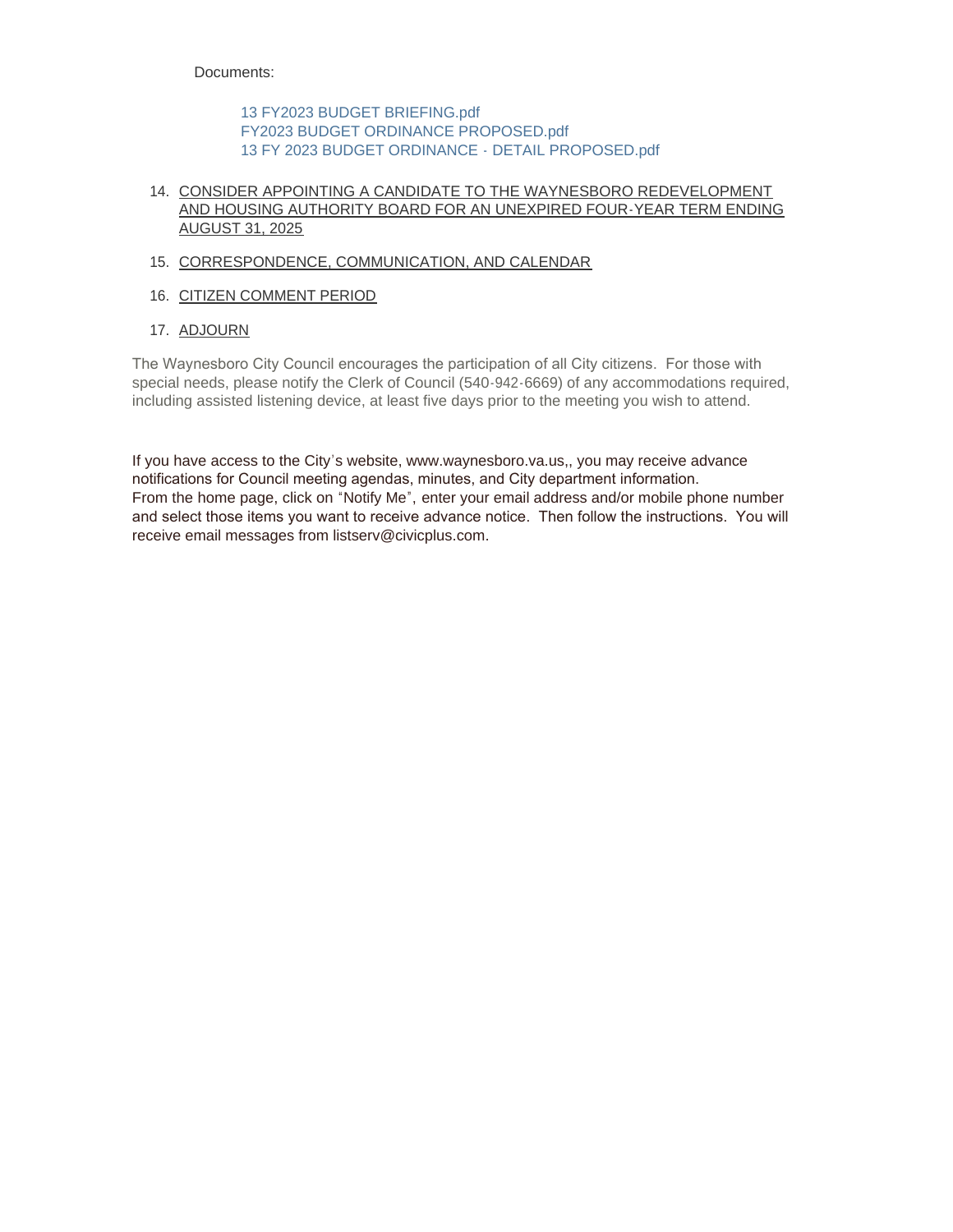Documents:

- 13 FY2023 BUDGET BRIEFING.pdf
- FY2023 BUDGET ORDINANCE PROPOSED.pdf
- 13 FY 2023 BUDGET ORDINANCE - DETAIL PROPOSED.pdf

14. CONSIDER APPOINTING A CANDIDATE TO THE WAYNESBORO REDEVELOPMENT AND HOUSING AUTHORITY BOARD FOR AN UNEXPIRED FOUR-YEAR TERM ENDING AUGUST 31, 2025

15. CORRESPONDENCE, COMMUNICATION, AND CALENDAR

16. CITIZEN COMMENT PERIOD

17. ADJOURN

The Waynesboro City Council encourages the participation of all City citizens. For those with special needs, please notify the Clerk of Council (540-942-6669) of any accommodations required, including assisted listening device, at least five days prior to the meeting you wish to attend.

If you have access to the City's website, www.waynesboro.va.us,, you may receive advance notifications for Council meeting agendas, minutes, and City department information. From the home page, click on "Notify Me", enter your email address and/or mobile phone number and select those items you want to receive advance notice. Then follow the instructions. You will receive email messages from listserv@civicplus.com.